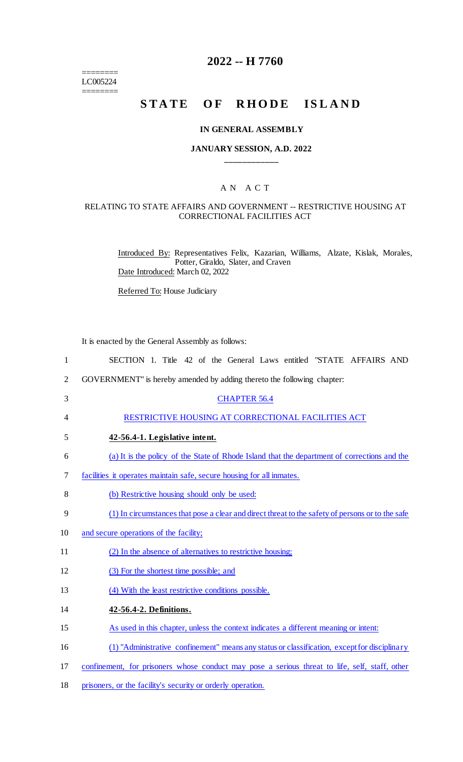========
LC005224
========

# 2022 -- H 7760

# STATE OF RHODE ISLAND

### IN GENERAL ASSEMBLY

### JANUARY SESSION, A.D. 2022

## AN ACT

### RELATING TO STATE AFFAIRS AND GOVERNMENT -- RESTRICTIVE HOUSING AT CORRECTIONAL FACILITIES ACT

Introduced By: Representatives Felix, Kazarian, Williams, Alzate, Kislak, Morales, Potter, Giraldo, Slater, and Craven

Date Introduced: March 02, 2022

Referred To: House Judiciary

It is enacted by the General Assembly as follows:

SECTION 1. Title 42 of the General Laws entitled "STATE AFFAIRS AND GOVERNMENT" is hereby amended by adding thereto the following chapter:

CHAPTER 56.4

RESTRICTIVE HOUSING AT CORRECTIONAL FACILITIES ACT

**42-56.4-1. Legislative intent.**

(a) It is the policy of the State of Rhode Island that the department of corrections and the facilities it operates maintain safe, secure housing for all inmates.

(b) Restrictive housing should only be used:

(1) In circumstances that pose a clear and direct threat to the safety of persons or to the safe and secure operations of the facility;

(2) In the absence of alternatives to restrictive housing;

(3) For the shortest time possible; and

(4) With the least restrictive conditions possible.

**42-56.4-2. Definitions.**

As used in this chapter, unless the context indicates a different meaning or intent:

(1) "Administrative confinement" means any status or classification, except for disciplinary confinement, for prisoners whose conduct may pose a serious threat to life, self, staff, other prisoners, or the facility's security or orderly operation.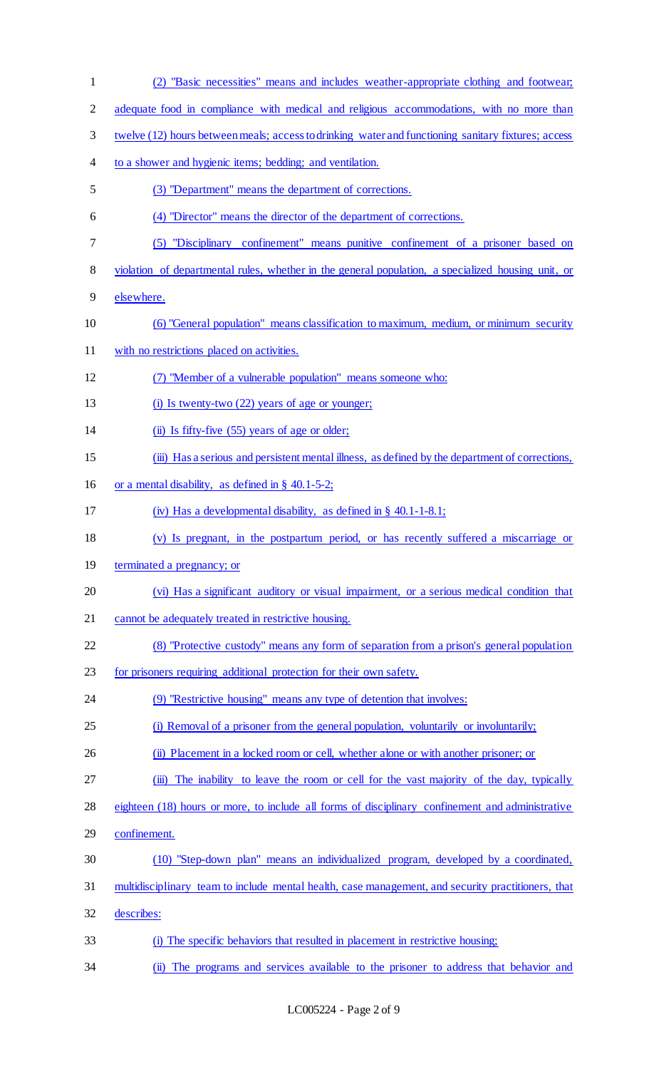(2) "Basic necessities" means and includes weather-appropriate clothing and footwear; adequate food in compliance with medical and religious accommodations, with no more than twelve (12) hours between meals; access to drinking water and functioning sanitary fixtures; access to a shower and hygienic items; bedding; and ventilation.

(3) "Department" means the department of corrections.

(4) "Director" means the director of the department of corrections.

(5) "Disciplinary confinement" means punitive confinement of a prisoner based on violation of departmental rules, whether in the general population, a specialized housing unit, or elsewhere.

(6) "General population" means classification to maximum, medium, or minimum security with no restrictions placed on activities.

(7) "Member of a vulnerable population" means someone who:

(i) Is twenty-two (22) years of age or younger;

(ii) Is fifty-five (55) years of age or older;

(iii) Has a serious and persistent mental illness, as defined by the department of corrections, or a mental disability, as defined in § 40.1-5-2;

(iv) Has a developmental disability, as defined in § 40.1-1-8.1;

(v) Is pregnant, in the postpartum period, or has recently suffered a miscarriage or terminated a pregnancy; or

(vi) Has a significant auditory or visual impairment, or a serious medical condition that cannot be adequately treated in restrictive housing.

(8) "Protective custody" means any form of separation from a prison's general population for prisoners requiring additional protection for their own safety.

(9) "Restrictive housing" means any type of detention that involves:

(i) Removal of a prisoner from the general population, voluntarily or involuntarily;

(ii) Placement in a locked room or cell, whether alone or with another prisoner; or

(iii) The inability to leave the room or cell for the vast majority of the day, typically eighteen (18) hours or more, to include all forms of disciplinary confinement and administrative confinement.

(10) "Step-down plan" means an individualized program, developed by a coordinated, multidisciplinary team to include mental health, case management, and security practitioners, that describes:

(i) The specific behaviors that resulted in placement in restrictive housing;

(ii) The programs and services available to the prisoner to address that behavior and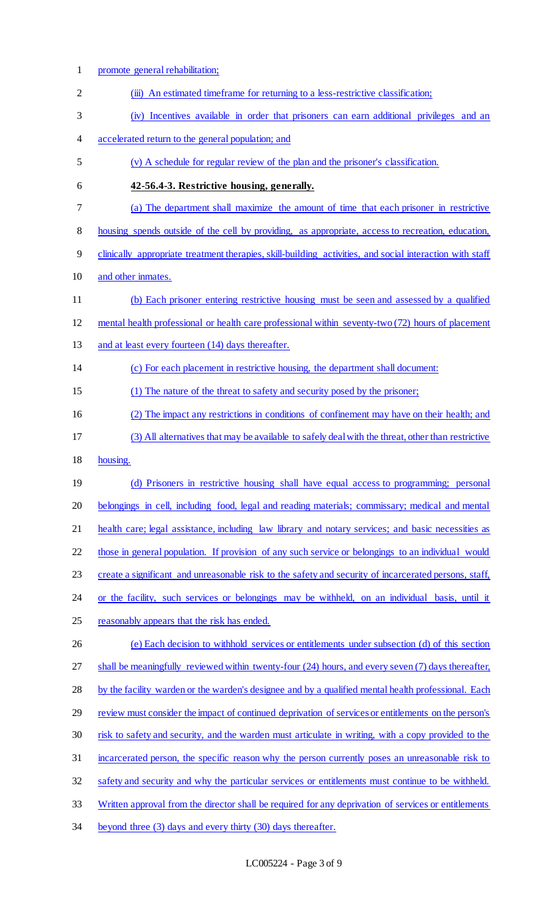promote general rehabilitation;

(iii) An estimated timeframe for returning to a less-restrictive classification;

(iv) Incentives available in order that prisoners can earn additional privileges and an accelerated return to the general population; and

(v) A schedule for regular review of the plan and the prisoner's classification.

**42-56.4-3. Restrictive housing, generally.**

(a) The department shall maximize the amount of time that each prisoner in restrictive housing spends outside of the cell by providing, as appropriate, access to recreation, education, clinically appropriate treatment therapies, skill-building activities, and social interaction with staff and other inmates.

(b) Each prisoner entering restrictive housing must be seen and assessed by a qualified mental health professional or health care professional within seventy-two (72) hours of placement and at least every fourteen (14) days thereafter.

(c) For each placement in restrictive housing, the department shall document:

(1) The nature of the threat to safety and security posed by the prisoner;

(2) The impact any restrictions in conditions of confinement may have on their health; and

(3) All alternatives that may be available to safely deal with the threat, other than restrictive housing.

(d) Prisoners in restrictive housing shall have equal access to programming; personal belongings in cell, including food, legal and reading materials; commissary; medical and mental health care; legal assistance, including law library and notary services; and basic necessities as those in general population. If provision of any such service or belongings to an individual would create a significant and unreasonable risk to the safety and security of incarcerated persons, staff, or the facility, such services or belongings may be withheld, on an individual basis, until it reasonably appears that the risk has ended.

(e) Each decision to withhold services or entitlements under subsection (d) of this section shall be meaningfully reviewed within twenty-four (24) hours, and every seven (7) days thereafter, by the facility warden or the warden's designee and by a qualified mental health professional. Each review must consider the impact of continued deprivation of services or entitlements on the person's risk to safety and security, and the warden must articulate in writing, with a copy provided to the incarcerated person, the specific reason why the person currently poses an unreasonable risk to safety and security and why the particular services or entitlements must continue to be withheld. Written approval from the director shall be required for any deprivation of services or entitlements beyond three (3) days and every thirty (30) days thereafter.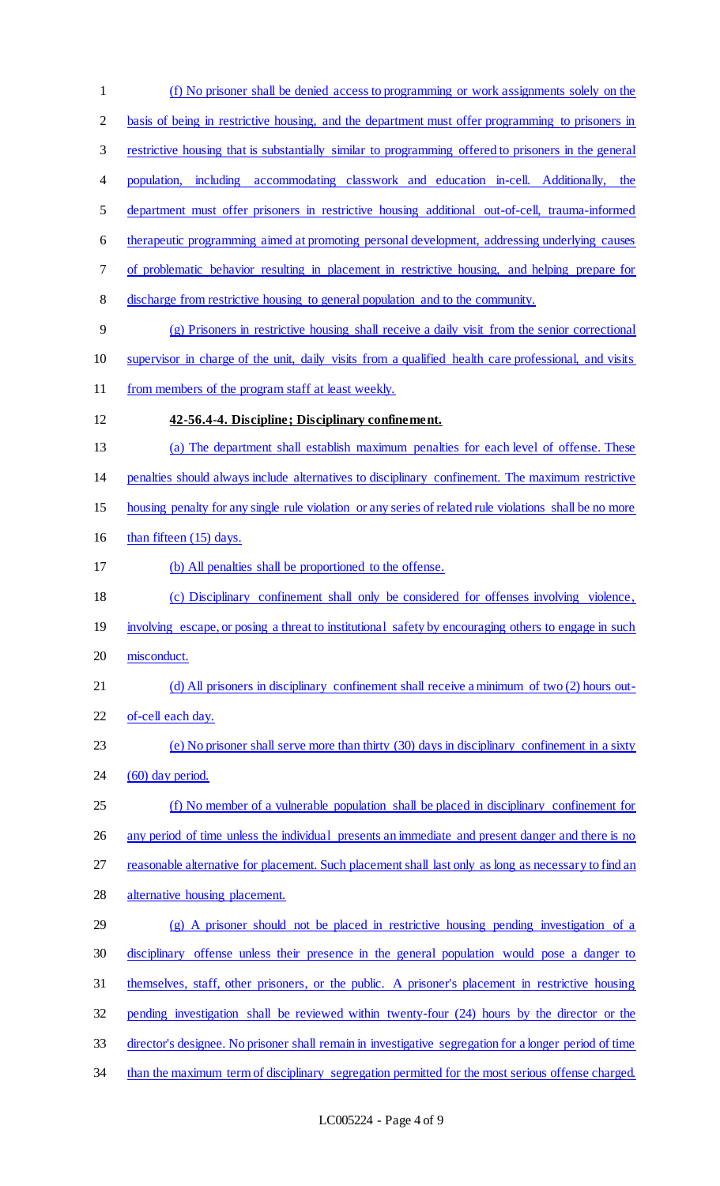(f) No prisoner shall be denied access to programming or work assignments solely on the basis of being in restrictive housing, and the department must offer programming to prisoners in restrictive housing that is substantially similar to programming offered to prisoners in the general population, including accommodating classwork and education in-cell. Additionally, the department must offer prisoners in restrictive housing additional out-of-cell, trauma-informed therapeutic programming aimed at promoting personal development, addressing underlying causes of problematic behavior resulting in placement in restrictive housing, and helping prepare for discharge from restrictive housing to general population and to the community.

(g) Prisoners in restrictive housing shall receive a daily visit from the senior correctional supervisor in charge of the unit, daily visits from a qualified health care professional, and visits from members of the program staff at least weekly.

**42-56.4-4. Discipline; Disciplinary confinement.**

(a) The department shall establish maximum penalties for each level of offense. These penalties should always include alternatives to disciplinary confinement. The maximum restrictive housing penalty for any single rule violation or any series of related rule violations shall be no more than fifteen (15) days.

(b) All penalties shall be proportioned to the offense.

(c) Disciplinary confinement shall only be considered for offenses involving violence, involving escape, or posing a threat to institutional safety by encouraging others to engage in such misconduct.

(d) All prisoners in disciplinary confinement shall receive a minimum of two (2) hours out-of-cell each day.

(e) No prisoner shall serve more than thirty (30) days in disciplinary confinement in a sixty (60) day period.

(f) No member of a vulnerable population shall be placed in disciplinary confinement for any period of time unless the individual presents an immediate and present danger and there is no reasonable alternative for placement. Such placement shall last only as long as necessary to find an alternative housing placement.

(g) A prisoner should not be placed in restrictive housing pending investigation of a disciplinary offense unless their presence in the general population would pose a danger to themselves, staff, other prisoners, or the public. A prisoner's placement in restrictive housing pending investigation shall be reviewed within twenty-four (24) hours by the director or the director's designee. No prisoner shall remain in investigative segregation for a longer period of time than the maximum term of disciplinary segregation permitted for the most serious offense charged.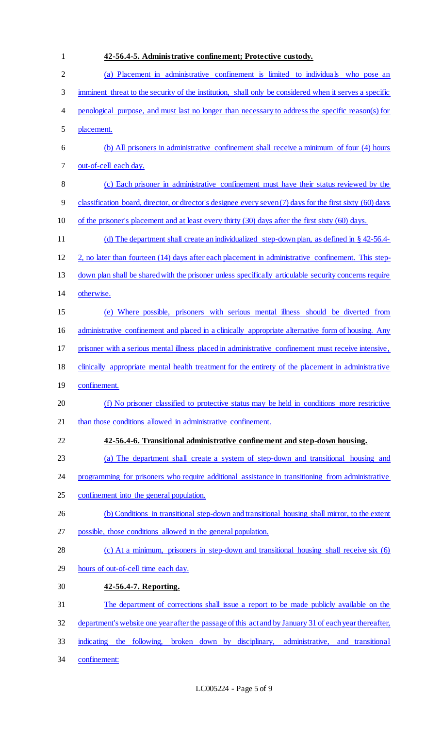**42-56.4-5. Administrative confinement; Protective custody.**

(a) Placement in administrative confinement is limited to individuals who pose an imminent threat to the security of the institution, shall only be considered when it serves a specific penological purpose, and must last no longer than necessary to address the specific reason(s) for placement.

(b) All prisoners in administrative confinement shall receive a minimum of four (4) hours out-of-cell each day.

(c) Each prisoner in administrative confinement must have their status reviewed by the classification board, director, or director's designee every seven (7) days for the first sixty (60) days of the prisoner's placement and at least every thirty (30) days after the first sixty (60) days.

(d) The department shall create an individualized step-down plan, as defined in § 42-56.4-2, no later than fourteen (14) days after each placement in administrative confinement. This step-down plan shall be shared with the prisoner unless specifically articulable security concerns require otherwise.

(e) Where possible, prisoners with serious mental illness should be diverted from administrative confinement and placed in a clinically appropriate alternative form of housing. Any prisoner with a serious mental illness placed in administrative confinement must receive intensive, clinically appropriate mental health treatment for the entirety of the placement in administrative confinement.

(f) No prisoner classified to protective status may be held in conditions more restrictive than those conditions allowed in administrative confinement.

**42-56.4-6. Transitional administrative confinement and step-down housing.**

(a) The department shall create a system of step-down and transitional housing and programming for prisoners who require additional assistance in transitioning from administrative confinement into the general population.

(b) Conditions in transitional step-down and transitional housing shall mirror, to the extent possible, those conditions allowed in the general population.

(c) At a minimum, prisoners in step-down and transitional housing shall receive six (6) hours of out-of-cell time each day.

**42-56.4-7. Reporting.**

The department of corrections shall issue a report to be made publicly available on the department's website one year after the passage of this act and by January 31 of each year thereafter, indicating the following, broken down by disciplinary, administrative, and transitional confinement: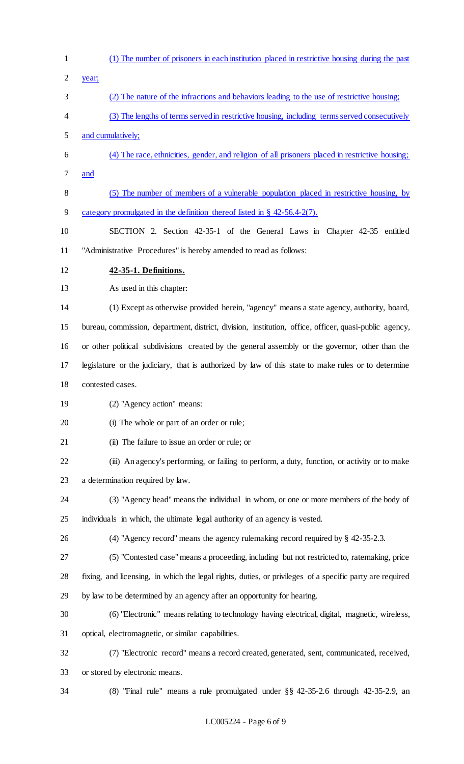(1) The number of prisoners in each institution placed in restrictive housing during the past year;

(2) The nature of the infractions and behaviors leading to the use of restrictive housing;

(3) The lengths of terms served in restrictive housing, including terms served consecutively and cumulatively;

(4) The race, ethnicities, gender, and religion of all prisoners placed in restrictive housing; and

(5) The number of members of a vulnerable population placed in restrictive housing, by category promulgated in the definition thereof listed in § 42-56.4-2(7).

SECTION 2. Section 42-35-1 of the General Laws in Chapter 42-35 entitled "Administrative Procedures" is hereby amended to read as follows:

**42-35-1. Definitions.**

As used in this chapter:

(1) Except as otherwise provided herein, "agency" means a state agency, authority, board, bureau, commission, department, district, division, institution, office, officer, quasi-public agency, or other political subdivisions created by the general assembly or the governor, other than the legislature or the judiciary, that is authorized by law of this state to make rules or to determine contested cases.

(2) "Agency action" means:

(i) The whole or part of an order or rule;

(ii) The failure to issue an order or rule; or

(iii) An agency's performing, or failing to perform, a duty, function, or activity or to make a determination required by law.

(3) "Agency head" means the individual in whom, or one or more members of the body of individuals in which, the ultimate legal authority of an agency is vested.

(4) "Agency record" means the agency rulemaking record required by § 42-35-2.3.

(5) "Contested case" means a proceeding, including but not restricted to, ratemaking, price fixing, and licensing, in which the legal rights, duties, or privileges of a specific party are required by law to be determined by an agency after an opportunity for hearing.

(6) "Electronic" means relating to technology having electrical, digital, magnetic, wireless, optical, electromagnetic, or similar capabilities.

(7) "Electronic record" means a record created, generated, sent, communicated, received, or stored by electronic means.

(8) "Final rule" means a rule promulgated under §§ 42-35-2.6 through 42-35-2.9, an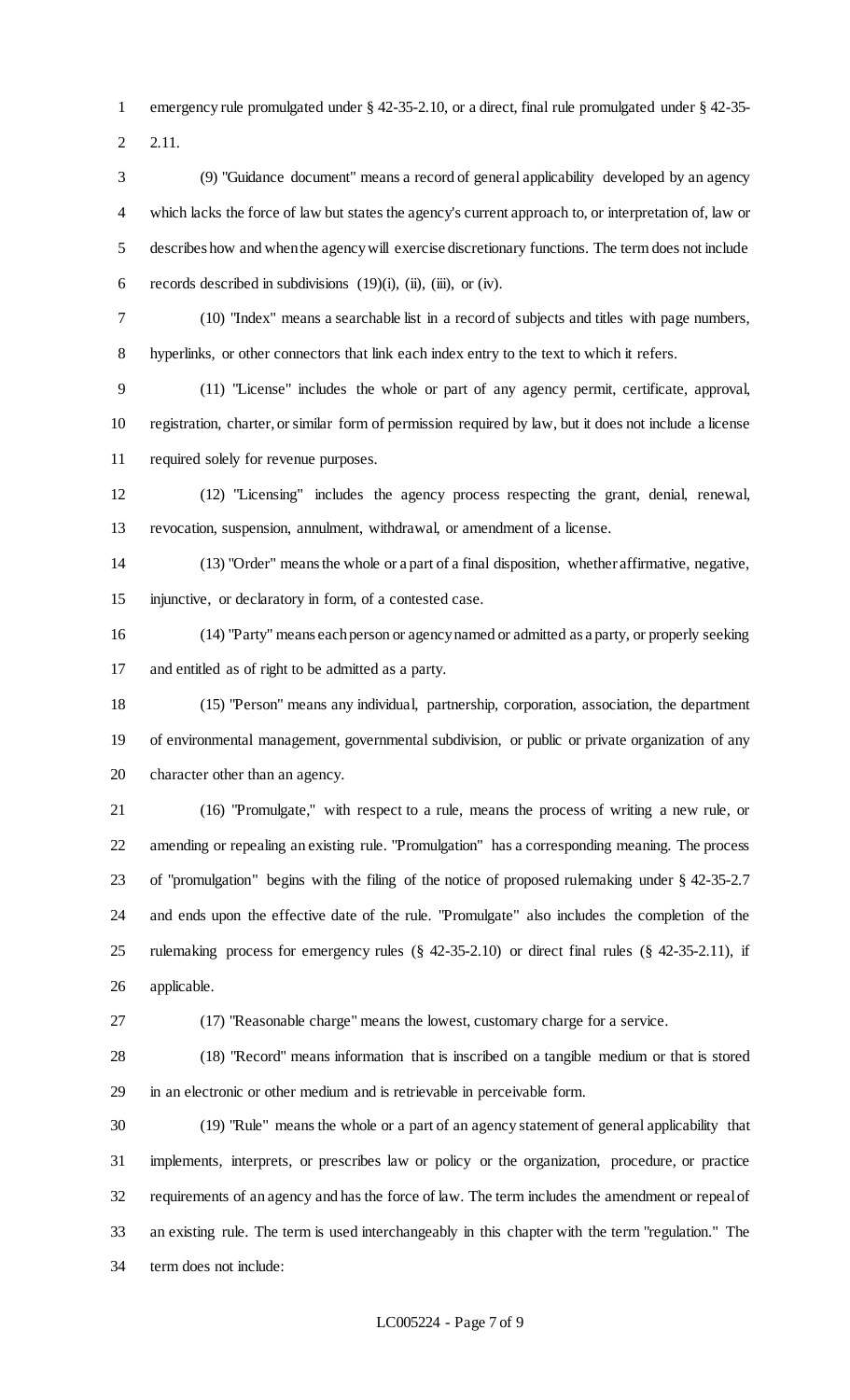emergency rule promulgated under § 42-35-2.10, or a direct, final rule promulgated under § 42-35-2.11.

(9) "Guidance document" means a record of general applicability developed by an agency which lacks the force of law but states the agency's current approach to, or interpretation of, law or describes how and when the agency will exercise discretionary functions. The term does not include records described in subdivisions (19)(i), (ii), (iii), or (iv).

(10) "Index" means a searchable list in a record of subjects and titles with page numbers, hyperlinks, or other connectors that link each index entry to the text to which it refers.

(11) "License" includes the whole or part of any agency permit, certificate, approval, registration, charter, or similar form of permission required by law, but it does not include a license required solely for revenue purposes.

(12) "Licensing" includes the agency process respecting the grant, denial, renewal, revocation, suspension, annulment, withdrawal, or amendment of a license.

(13) "Order" means the whole or a part of a final disposition, whether affirmative, negative, injunctive, or declaratory in form, of a contested case.

(14) "Party" means each person or agency named or admitted as a party, or properly seeking and entitled as of right to be admitted as a party.

(15) "Person" means any individual, partnership, corporation, association, the department of environmental management, governmental subdivision, or public or private organization of any character other than an agency.

(16) "Promulgate," with respect to a rule, means the process of writing a new rule, or amending or repealing an existing rule. "Promulgation" has a corresponding meaning. The process of "promulgation" begins with the filing of the notice of proposed rulemaking under § 42-35-2.7 and ends upon the effective date of the rule. "Promulgate" also includes the completion of the rulemaking process for emergency rules (§ 42-35-2.10) or direct final rules (§ 42-35-2.11), if applicable.

(17) "Reasonable charge" means the lowest, customary charge for a service.

(18) "Record" means information that is inscribed on a tangible medium or that is stored in an electronic or other medium and is retrievable in perceivable form.

(19) "Rule" means the whole or a part of an agency statement of general applicability that implements, interprets, or prescribes law or policy or the organization, procedure, or practice requirements of an agency and has the force of law. The term includes the amendment or repeal of an existing rule. The term is used interchangeably in this chapter with the term "regulation." The term does not include: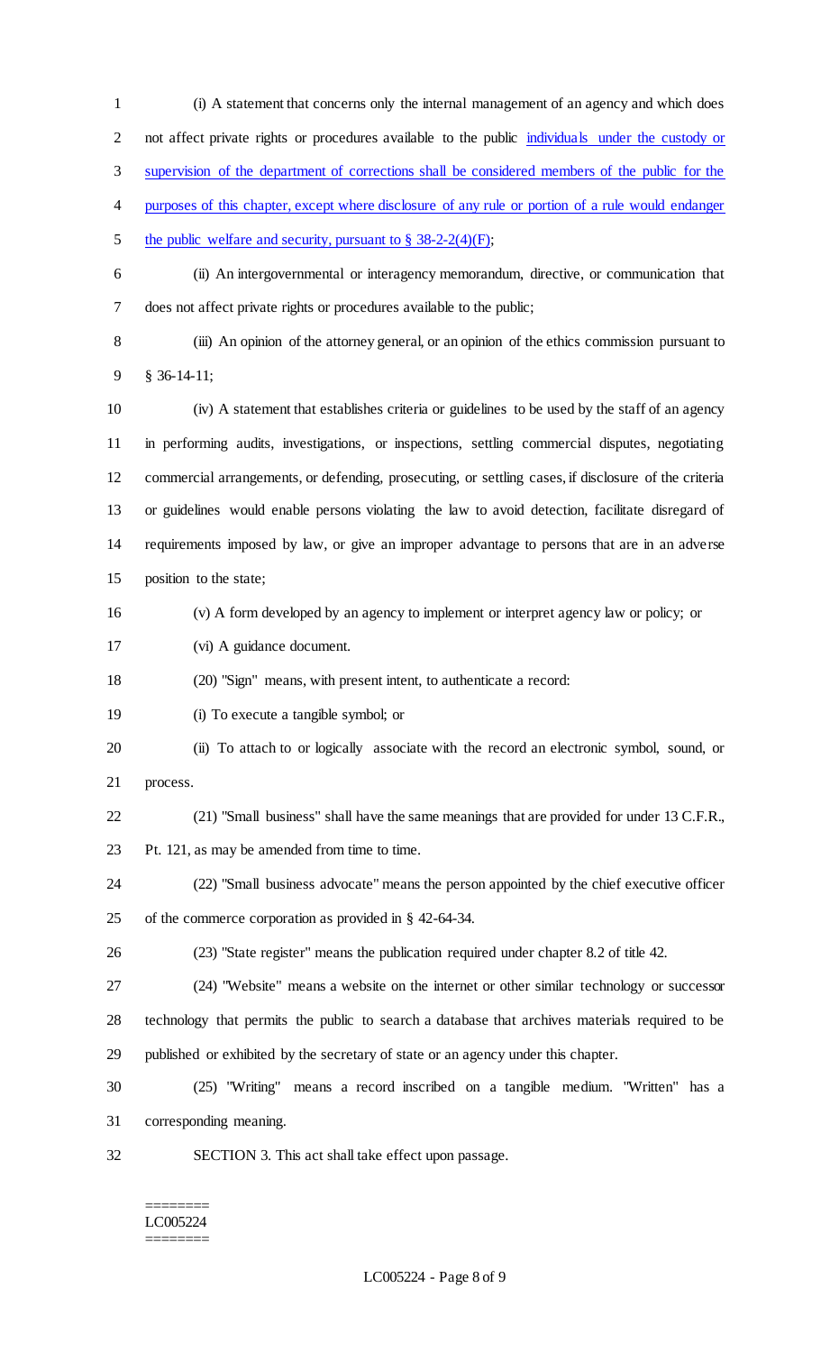(i) A statement that concerns only the internal management of an agency and which does not affect private rights or procedures available to the public individuals under the custody or supervision of the department of corrections shall be considered members of the public for the purposes of this chapter, except where disclosure of any rule or portion of a rule would endanger the public welfare and security, pursuant to § 38-2-2(4)(F);

(ii) An intergovernmental or interagency memorandum, directive, or communication that does not affect private rights or procedures available to the public;

(iii) An opinion of the attorney general, or an opinion of the ethics commission pursuant to § 36-14-11;

(iv) A statement that establishes criteria or guidelines to be used by the staff of an agency in performing audits, investigations, or inspections, settling commercial disputes, negotiating commercial arrangements, or defending, prosecuting, or settling cases, if disclosure of the criteria or guidelines would enable persons violating the law to avoid detection, facilitate disregard of requirements imposed by law, or give an improper advantage to persons that are in an adverse position to the state;

(v) A form developed by an agency to implement or interpret agency law or policy; or

(vi) A guidance document.

(20) "Sign" means, with present intent, to authenticate a record:

(i) To execute a tangible symbol; or

(ii) To attach to or logically associate with the record an electronic symbol, sound, or process.

(21) "Small business" shall have the same meanings that are provided for under 13 C.F.R., Pt. 121, as may be amended from time to time.

(22) "Small business advocate" means the person appointed by the chief executive officer of the commerce corporation as provided in § 42-64-34.

(23) "State register" means the publication required under chapter 8.2 of title 42.

(24) "Website" means a website on the internet or other similar technology or successor technology that permits the public to search a database that archives materials required to be published or exhibited by the secretary of state or an agency under this chapter.

(25) "Writing" means a record inscribed on a tangible medium. "Written" has a corresponding meaning.

SECTION 3. This act shall take effect upon passage.

========
LC005224
========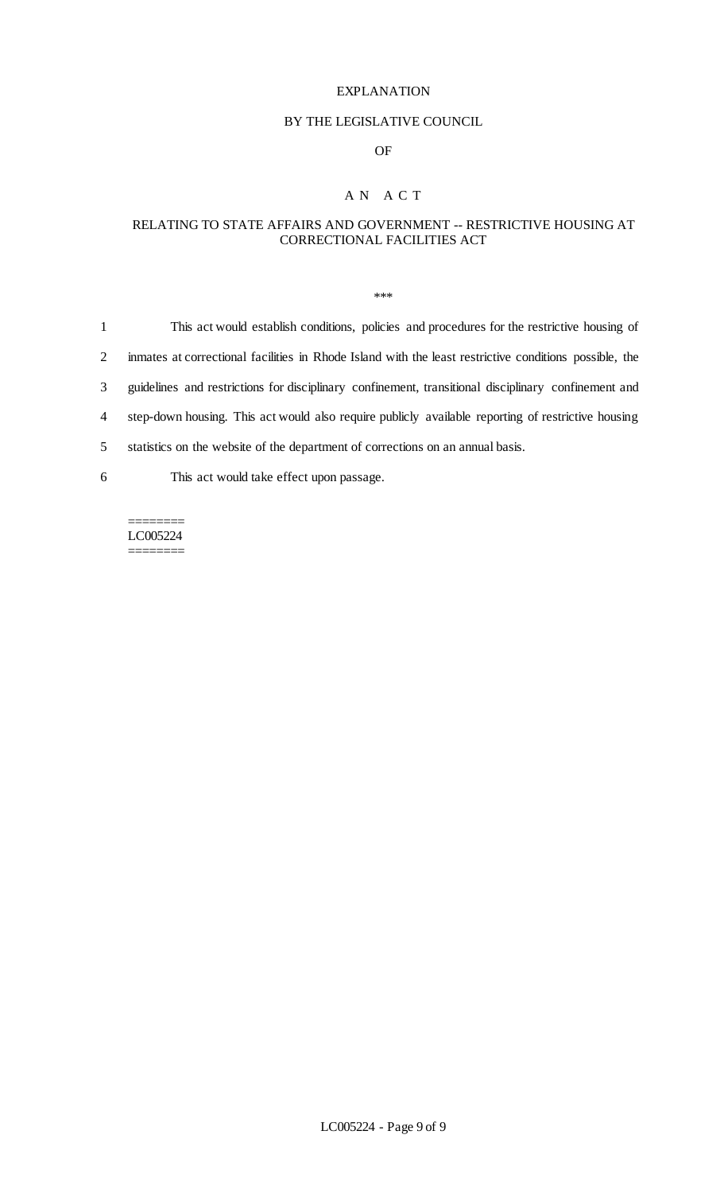EXPLANATION

BY THE LEGISLATIVE COUNCIL

OF

A N A C T

RELATING TO STATE AFFAIRS AND GOVERNMENT -- RESTRICTIVE HOUSING AT CORRECTIONAL FACILITIES ACT

\*\*\*

This act would establish conditions, policies and procedures for the restrictive housing of inmates at correctional facilities in Rhode Island with the least restrictive conditions possible, the guidelines and restrictions for disciplinary confinement, transitional disciplinary confinement and step-down housing. This act would also require publicly available reporting of restrictive housing statistics on the website of the department of corrections on an annual basis.

This act would take effect upon passage.

========
LC005224
========